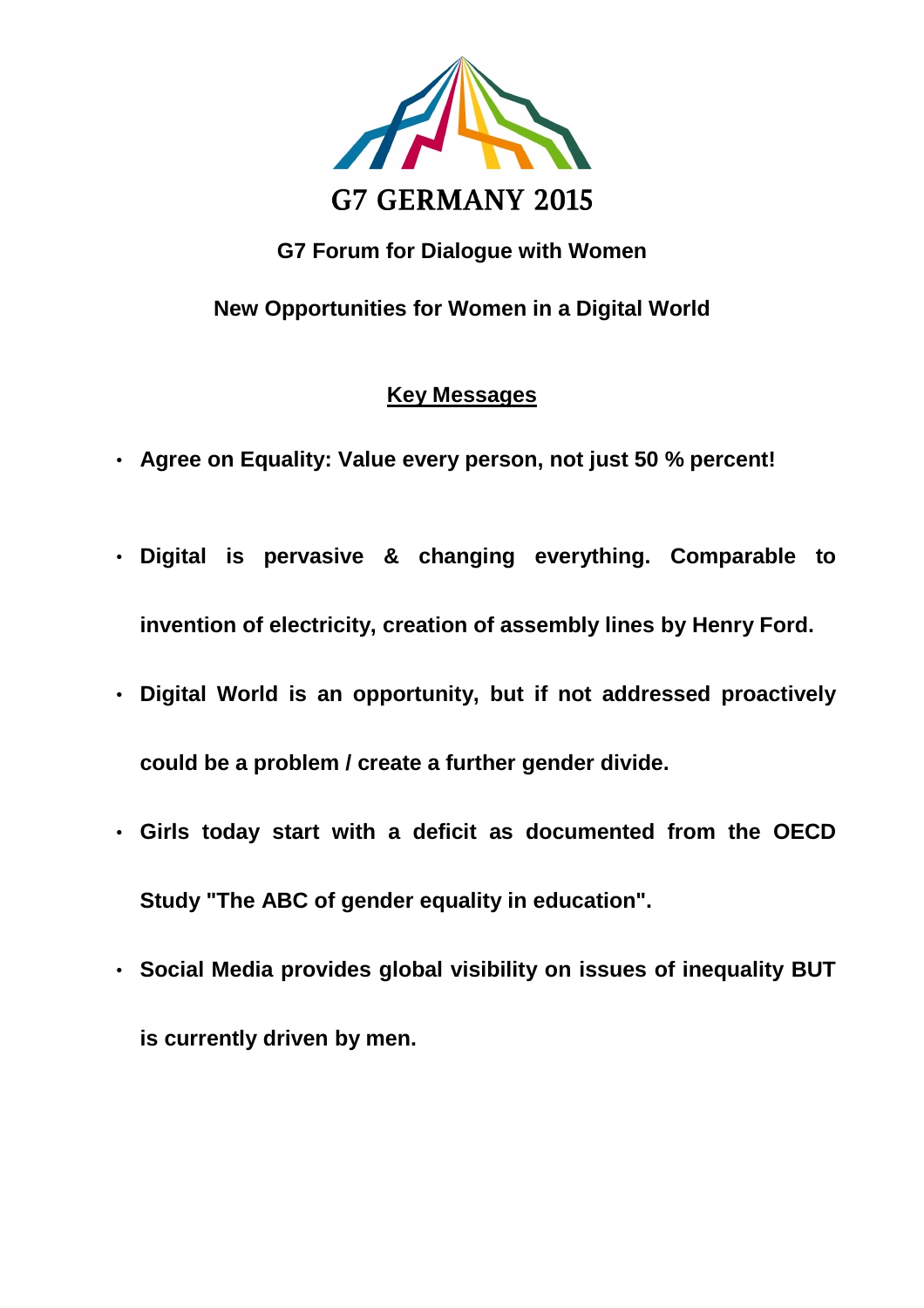# G7 GERMANY 2015

## G7 Forum for Dialogue with Women

## New Opportunities for Women in a Digital World

### Key Messages

- **Agree on Equality: Value every person, not just 50 % percent!**
- **Digital is pervasive & changing everything. Comparable to invention of electricity, creation of assembly lines by Henry Ford.**
- **Digital World is an opportunity, but if not addressed proactively could be a problem / create a further gender divide.**
- **Girls today start with a deficit as documented from the OECD Study "The ABC of gender equality in education".**
- **Social Media provides global visibility on issues of inequality BUT is currently driven by men.**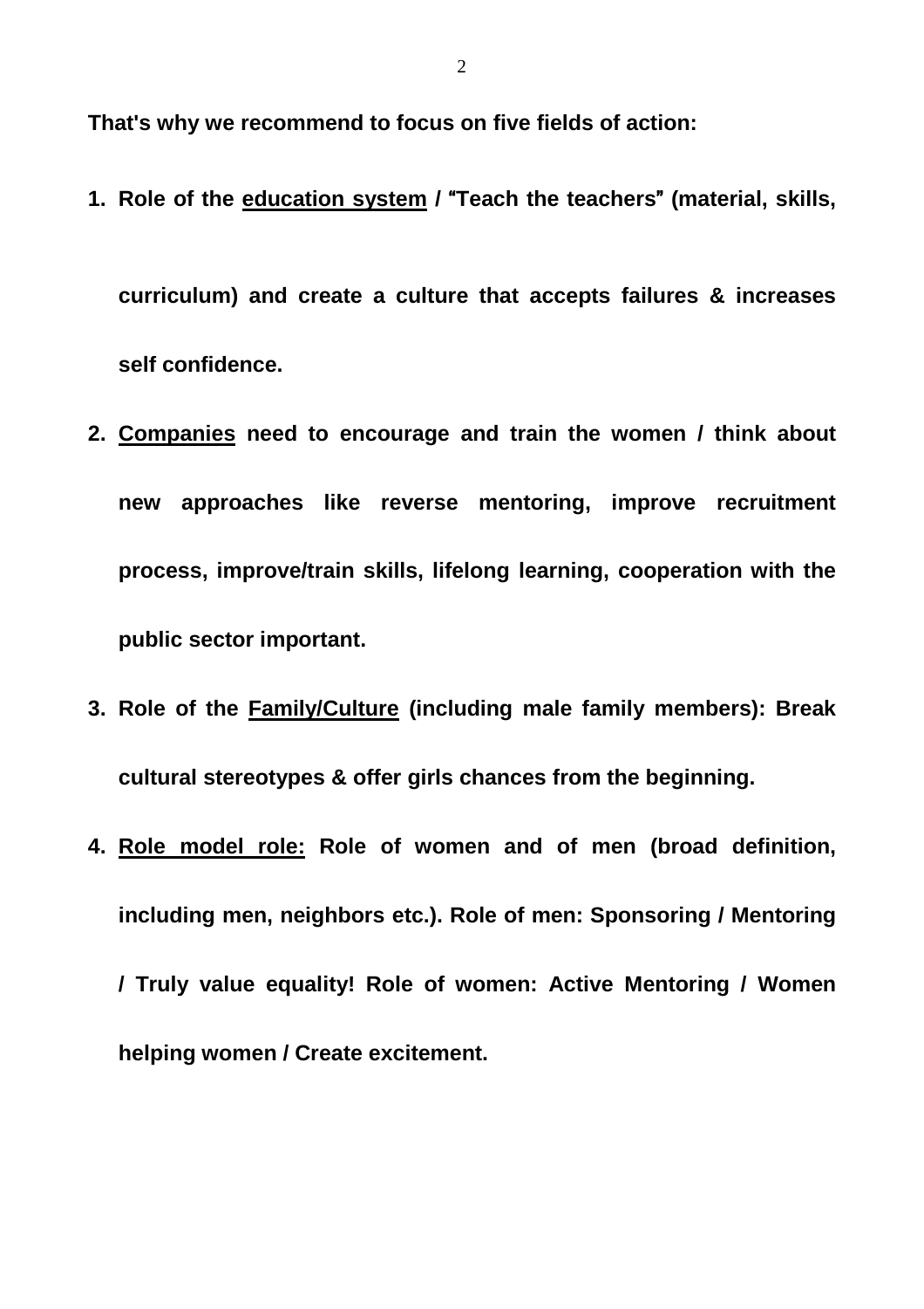**That's why we recommend to focus on five fields of action:**

1. **Role of the <u>education system</u> / "Teach the teachers" (material, skills, curriculum) and create a culture that accepts failures & increases self confidence.**
2. **<u>Companies</u> need to encourage and train the women / think about new approaches like reverse mentoring, improve recruitment process, improve/train skills, lifelong learning, cooperation with the public sector important.**
3. **Role of the <u>Family/Culture</u> (including male family members): Break cultural stereotypes & offer girls chances from the beginning.**
4. **<u>Role model role:</u> Role of women and of men (broad definition, including men, neighbors etc.). Role of men: Sponsoring / Mentoring / Truly value equality! Role of women: Active Mentoring / Women helping women / Create excitement.**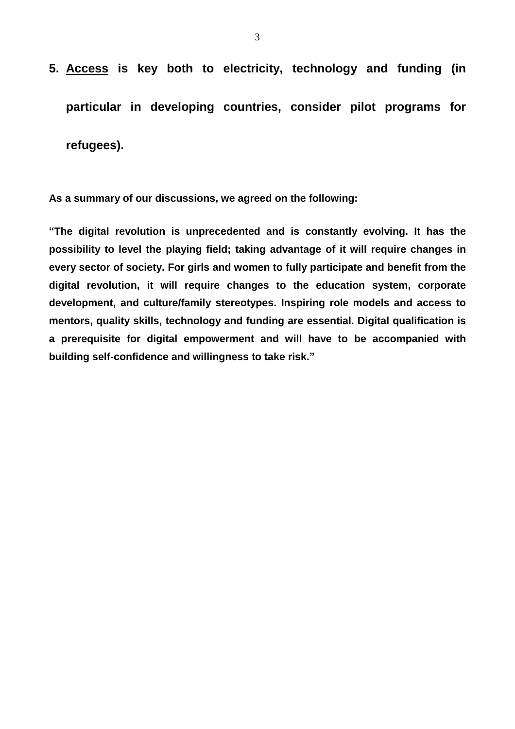5. **<u>Access</u> is key both to electricity, technology and funding (in particular in developing countries, consider pilot programs for refugees).**

**As a summary of our discussions, we agreed on the following:**

**"The digital revolution is unprecedented and is constantly evolving. It has the possibility to level the playing field; taking advantage of it will require changes in every sector of society. For girls and women to fully participate and benefit from the digital revolution, it will require changes to the education system, corporate development, and culture/family stereotypes. Inspiring role models and access to mentors, quality skills, technology and funding are essential. Digital qualification is a prerequisite for digital empowerment and will have to be accompanied with building self-confidence and willingness to take risk."**